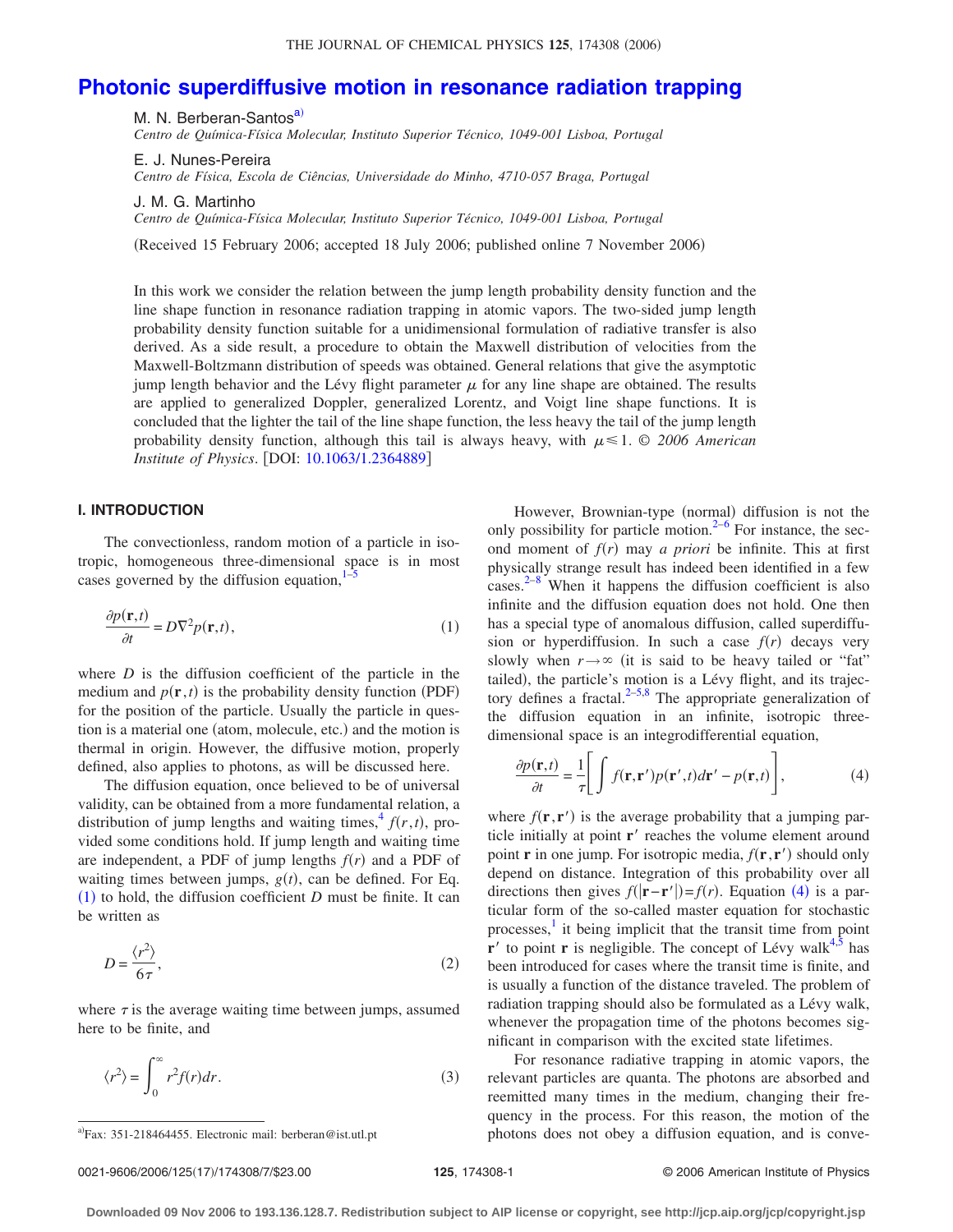# Photonic superdiffusive motion in resonance radiation trapping

M. N. Berberan-Santos[a)]
*Centro de Química-Física Molecular, Instituto Superior Técnico, 1049-001 Lisboa, Portugal*

E. J. Nunes-Pereira
*Centro de Física, Escola de Ciências, Universidade do Minho, 4710-057 Braga, Portugal*

J. M. G. Martinho
*Centro de Química-Física Molecular, Instituto Superior Técnico, 1049-001 Lisboa, Portugal*

(Received 15 February 2006; accepted 18 July 2006; published online 7 November 2006)

In this work we consider the relation between the jump length probability density function and the line shape function in resonance radiation trapping in atomic vapors. The two-sided jump length probability density function suitable for a unidimensional formulation of radiative transfer is also derived. As a side result, a procedure to obtain the Maxwell distribution of velocities from the Maxwell-Boltzmann distribution of speeds was obtained. General relations that give the asymptotic jump length behavior and the Lévy flight parameter $\mu$ for any line shape are obtained. The results are applied to generalized Doppler, generalized Lorentz, and Voigt line shape functions. It is concluded that the lighter the tail of the line shape function, the less heavy the tail of the jump length probability density function, although this tail is always heavy, with $\mu \leqslant 1$. *© 2006 American Institute of Physics*. [DOI: 10.1063/1.2364889]

## I. INTRODUCTION

The convectionless, random motion of a particle in isotropic, homogeneous three-dimensional space is in most cases governed by the diffusion equation,[1–5]

$$\frac{\partial p(\mathbf{r},t)}{\partial t} = D\nabla^2 p(\mathbf{r},t), \tag{1}$$

where $D$ is the diffusion coefficient of the particle in the medium and $p(\mathbf{r},t)$ is the probability density function (PDF) for the position of the particle. Usually the particle in question is a material one (atom, molecule, etc.) and the motion is thermal in origin. However, the diffusive motion, properly defined, also applies to photons, as will be discussed here.

The diffusion equation, once believed to be of universal validity, can be obtained from a more fundamental relation, a distribution of jump lengths and waiting times,[4] $f(r,t)$, provided some conditions hold. If jump length and waiting time are independent, a PDF of jump lengths $f(r)$ and a PDF of waiting times between jumps, $g(t)$, can be defined. For Eq. (1) to hold, the diffusion coefficient $D$ must be finite. It can be written as

$$D = \frac{\langle r^2 \rangle}{6\tau}, \tag{2}$$

where $\tau$ is the average waiting time between jumps, assumed here to be finite, and

$$\langle r^2 \rangle = \int_0^\infty r^2 f(r)dr. \tag{3}$$

However, Brownian-type (normal) diffusion is not the only possibility for particle motion.[2–6] For instance, the second moment of $f(r)$ may *a priori* be infinite. This at first physically strange result has indeed been identified in a few cases.[2–8] When it happens the diffusion coefficient is also infinite and the diffusion equation does not hold. One then has a special type of anomalous diffusion, called superdiffusion or hyperdiffusion. In such a case $f(r)$ decays very slowly when $r \to \infty$ (it is said to be heavy tailed or "fat" tailed), the particle's motion is a Lévy flight, and its trajectory defines a fractal.[2–5,8] The appropriate generalization of the diffusion equation in an infinite, isotropic three-dimensional space is an integrodifferential equation,

$$\frac{\partial p(\mathbf{r},t)}{\partial t} = \frac{1}{\tau}\left[\int f(\mathbf{r},\mathbf{r}')p(\mathbf{r}',t)d\mathbf{r}' - p(\mathbf{r},t)\right], \tag{4}$$

where $f(\mathbf{r},\mathbf{r}')$ is the average probability that a jumping particle initially at point $\mathbf{r}'$ reaches the volume element around point $\mathbf{r}$ in one jump. For isotropic media, $f(\mathbf{r},\mathbf{r}')$ should only depend on distance. Integration of this probability over all directions then gives $f(|\mathbf{r}-\mathbf{r}'|) = f(r)$. Equation (4) is a particular form of the so-called master equation for stochastic processes,[1] it being implicit that the transit time from point $\mathbf{r}'$ to point $\mathbf{r}$ is negligible. The concept of Lévy walk[4,5] has been introduced for cases where the transit time is finite, and is usually a function of the distance traveled. The problem of radiation trapping should also be formulated as a Lévy walk, whenever the propagation time of the photons becomes significant in comparison with the excited state lifetimes.

For resonance radiative trapping in atomic vapors, the relevant particles are quanta. The photons are absorbed and reemitted many times in the medium, changing their frequency in the process. For this reason, the motion of the photons does not obey a diffusion equation, and is conve-

---

[a)]Fax: 351-218464455. Electronic mail: berberan@ist.utl.pt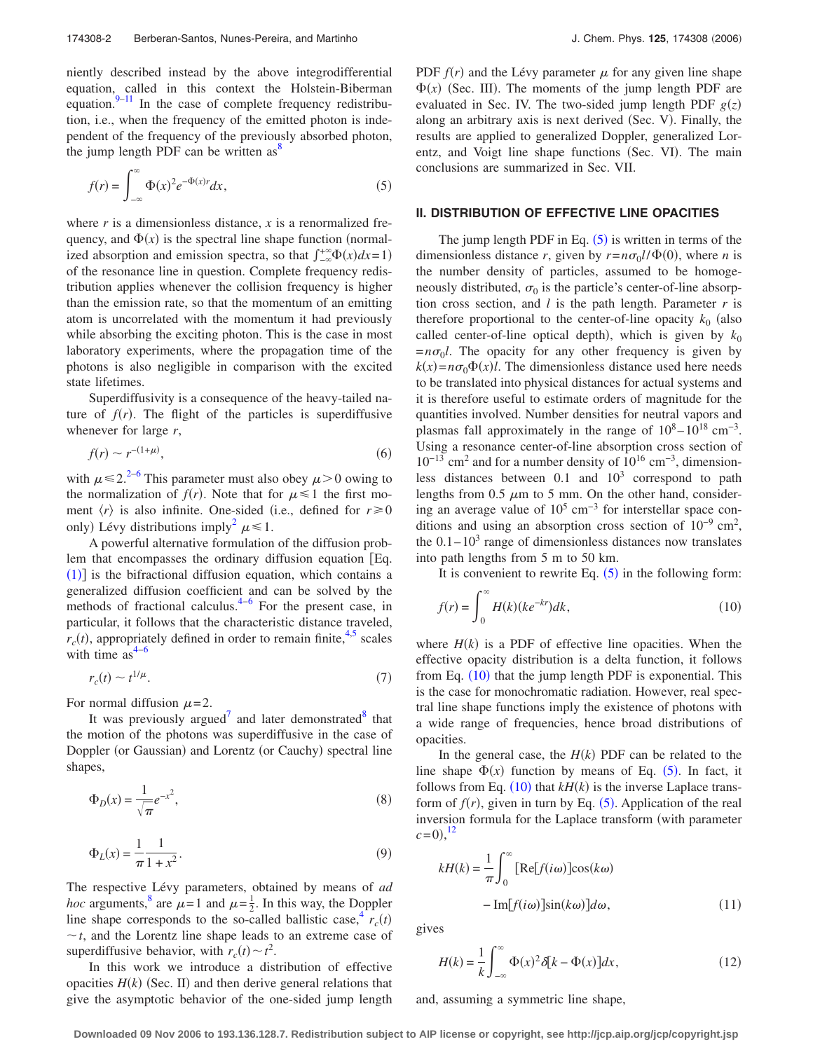niently described instead by the above integrodifferential equation, called in this context the Holstein-Biberman equation.[9–11] In the case of complete frequency redistribution, i.e., when the frequency of the emitted photon is independent of the frequency of the previously absorbed photon, the jump length PDF can be written as[8]

$$f(r) = \int_{-\infty}^{\infty} \Phi(x)^2 e^{-\Phi(x) r} dx, \tag{5}$$

where $r$ is a dimensionless distance, $x$ is a renormalized frequency, and $\Phi(x)$ is the spectral line shape function (normalized absorption and emission spectra, so that $\int_{-\infty}^{+\infty}\Phi(x)dx=1$) of the resonance line in question. Complete frequency redistribution applies whenever the collision frequency is higher than the emission rate, so that the momentum of an emitting atom is uncorrelated with the momentum it had previously while absorbing the exciting photon. This is the case in most laboratory experiments, where the propagation time of the photons is also negligible in comparison with the excited state lifetimes.

Superdiffusivity is a consequence of the heavy-tailed nature of $f(r)$. The flight of the particles is superdiffusive whenever for large $r$,

$$f(r) \sim r^{-(1+\mu)}, \tag{6}$$

with $\mu \leqslant 2$.[2–6] This parameter must also obey $\mu > 0$ owing to the normalization of $f(r)$. Note that for $\mu \leqslant 1$ the first moment $\langle r \rangle$ is also infinite. One-sided (i.e., defined for $r \geqslant 0$ only) Lévy distributions imply[2] $\mu \leqslant 1$.

A powerful alternative formulation of the diffusion problem that encompasses the ordinary diffusion equation [Eq. (1)] is the bifractional diffusion equation, which contains a generalized diffusion coefficient and can be solved by the methods of fractional calculus.[4–6] For the present case, in particular, it follows that the characteristic distance traveled, $r_c(t)$, appropriately defined in order to remain finite,[4,5] scales with time as[4–6]

$$r_c(t) \sim t^{1/\mu}. \tag{7}$$

For normal diffusion $\mu=2$.

It was previously argued[7] and later demonstrated[8] that the motion of the photons was superdiffusive in the case of Doppler (or Gaussian) and Lorentz (or Cauchy) spectral line shapes,

$$\Phi_D(x) = \frac{1}{\sqrt{\pi}} e^{-x^2}, \tag{8}$$

$$\Phi_L(x) = \frac{1}{\pi}\frac{1}{1+x^2}. \tag{9}$$

The respective Lévy parameters, obtained by means of *ad hoc* arguments,[8] are $\mu=1$ and $\mu=\frac{1}{2}$. In this way, the Doppler line shape corresponds to the so-called ballistic case,[4] $r_c(t) \sim t$, and the Lorentz line shape leads to an extreme case of superdiffusive behavior, with $r_c(t) \sim t^2$.

In this work we introduce a distribution of effective opacities $H(k)$ (Sec. II) and then derive general relations that give the asymptotic behavior of the one-sided jump length PDF $f(r)$ and the Lévy parameter $\mu$ for any given line shape $\Phi(x)$ (Sec. III). The moments of the jump length PDF are evaluated in Sec. IV. The two-sided jump length PDF $g(z)$ along an arbitrary axis is next derived (Sec. V). Finally, the results are applied to generalized Doppler, generalized Lorentz, and Voigt line shape functions (Sec. VI). The main conclusions are summarized in Sec. VII.

## II. DISTRIBUTION OF EFFECTIVE LINE OPACITIES

The jump length PDF in Eq. (5) is written in terms of the dimensionless distance $r$, given by $r=n\sigma_0 l/\Phi(0)$, where $n$ is the number density of particles, assumed to be homogeneously distributed, $\sigma_0$ is the particle's center-of-line absorption cross section, and $l$ is the path length. Parameter $r$ is therefore proportional to the center-of-line opacity $k_0$ (also called center-of-line optical depth), which is given by $k_0 = n\sigma_0 l$. The opacity for any other frequency is given by $k(x)=n\sigma_0\Phi(x)l$. The dimensionless distance used here needs to be translated into physical distances for actual systems and it is therefore useful to estimate orders of magnitude for the quantities involved. Number densities for neutral vapors and plasmas fall approximately in the range of $10^8$–$10^{18}$ cm$^{-3}$. Using a resonance center-of-line absorption cross section of $10^{-13}$ cm$^2$ and for a number density of $10^{16}$ cm$^{-3}$, dimensionless distances between 0.1 and $10^3$ correspond to path lengths from 0.5 $\mu$m to 5 mm. On the other hand, considering an average value of $10^5$ cm$^{-3}$ for interstellar space conditions and using an absorption cross section of $10^{-9}$ cm$^2$, the 0.1–$10^3$ range of dimensionless distances now translates into path lengths from 5 m to 50 km.

It is convenient to rewrite Eq. (5) in the following form:

$$f(r) = \int_0^{\infty} H(k)(k e^{-kr}) dk, \tag{10}$$

where $H(k)$ is a PDF of effective line opacities. When the effective opacity distribution is a delta function, it follows from Eq. (10) that the jump length PDF is exponential. This is the case for monochromatic radiation. However, real spectral line shape functions imply the existence of photons with a wide range of frequencies, hence broad distributions of opacities.

In the general case, the $H(k)$ PDF can be related to the line shape $\Phi(x)$ function by means of Eq. (5). In fact, it follows from Eq. (10) that $kH(k)$ is the inverse Laplace transform of $f(r)$, given in turn by Eq. (5). Application of the real inversion formula for the Laplace transform (with parameter $c=0$),[12]

$$kH(k) = \frac{1}{\pi}\int_0^{\infty} [\mathrm{Re}[f(i\omega)]\cos(k\omega) - \mathrm{Im}[f(i\omega)]\sin(k\omega)] d\omega, \tag{11}$$

gives

$$H(k) = \frac{1}{k}\int_{-\infty}^{\infty} \Phi(x)^2 \delta[k - \Phi(x)] dx, \tag{12}$$

and, assuming a symmetric line shape,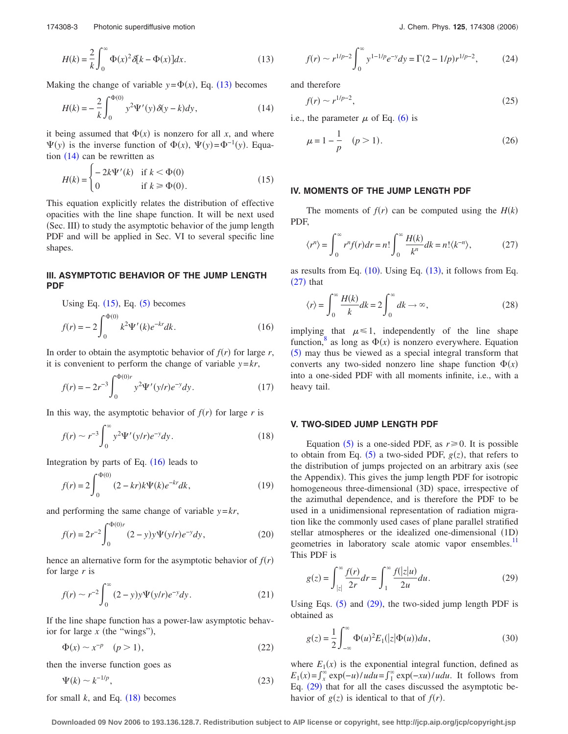$$H(k) = \frac{2}{k}\int_0^\infty \Phi(x)^2 \delta[k - \Phi(x)]dx. \tag{13}$$

Making the change of variable $y = \Phi(x)$, Eq. (13) becomes

$$H(k) = -\frac{2}{k}\int_0^{\Phi(0)} y^2 \Psi'(y)\delta(y-k)dy, \tag{14}$$

it being assumed that $\Phi(x)$ is nonzero for all $x$, and where $\Psi(y)$ is the inverse function of $\Phi(x)$, $\Psi(y) = \Phi^{-1}(y)$. Equation (14) can be rewritten as

$$H(k) = \begin{cases} -2k\Psi'(k) & \text{if } k < \Phi(0) \\ 0 & \text{if } k \geqslant \Phi(0). \end{cases} \tag{15}$$

This equation explicitly relates the distribution of effective opacities with the line shape function. It will be next used (Sec. III) to study the asymptotic behavior of the jump length PDF and will be applied in Sec. VI to several specific line shapes.

## III. ASYMPTOTIC BEHAVIOR OF THE JUMP LENGTH PDF

Using Eq. (15), Eq. (5) becomes

$$f(r) = -2\int_0^{\Phi(0)} k^2 \Psi'(k)e^{-kr}dk. \tag{16}$$

In order to obtain the asymptotic behavior of $f(r)$ for large $r$, it is convenient to perform the change of variable $y = kr$,

$$f(r) = -2r^{-3}\int_0^{\Phi(0)r} y^2 \Psi'(y/r)e^{-y}dy. \tag{17}$$

In this way, the asymptotic behavior of $f(r)$ for large $r$ is

$$f(r) \sim r^{-3}\int_0^\infty y^2 \Psi'(y/r)e^{-y}dy. \tag{18}$$

Integration by parts of Eq. (16) leads to

$$f(r) = 2\int_0^{\Phi(0)} (2-kr)k\Psi(k)e^{-kr}dk, \tag{19}$$

and performing the same change of variable $y = kr$,

$$f(r) = 2r^{-2}\int_0^{\Phi(0)r} (2-y)y\Psi(y/r)e^{-y}dy, \tag{20}$$

hence an alternative form for the asymptotic behavior of $f(r)$ for large $r$ is

$$f(r) \sim r^{-2}\int_0^\infty (2-y)y\Psi(y/r)e^{-y}dy. \tag{21}$$

If the line shape function has a power-law asymptotic behavior for large $x$ (the "wings"),

$$\Phi(x) \sim x^{-p} \quad (p > 1), \tag{22}$$

then the inverse function goes as

$$\Psi(k) \sim k^{-1/p}, \tag{23}$$

for small $k$, and Eq. (18) becomes

$$f(r) \sim r^{1/p-2}\int_0^\infty y^{1-1/p}e^{-y}dy = \Gamma(2 - 1/p)r^{1/p-2}, \tag{24}$$

and therefore

$$f(r) \sim r^{1/p-2}, \tag{25}$$

i.e., the parameter $\mu$ of Eq. (6) is

$$\mu = 1 - \frac{1}{p} \quad (p > 1). \tag{26}$$

## IV. MOMENTS OF THE JUMP LENGTH PDF

The moments of $f(r)$ can be computed using the $H(k)$ PDF,

$$\langle r^n \rangle = \int_0^\infty r^n f(r)dr = n!\int_0^\infty \frac{H(k)}{k^n}dk = n!\langle k^{-n}\rangle, \tag{27}$$

as results from Eq. (10). Using Eq. (13), it follows from Eq. (27) that

$$\langle r \rangle = \int_0^\infty \frac{H(k)}{k}dk = 2\int_0^\infty dk \to \infty, \tag{28}$$

implying that $\mu \leqslant 1$, independently of the line shape function,[8] as long as $\Phi(x)$ is nonzero everywhere. Equation (5) may thus be viewed as a special integral transform that converts any two-sided nonzero line shape function $\Phi(x)$ into a one-sided PDF with all moments infinite, i.e., with a heavy tail.

## V. TWO-SIDED JUMP LENGTH PDF

Equation (5) is a one-sided PDF, as $r \geqslant 0$. It is possible to obtain from Eq. (5) a two-sided PDF, $g(z)$, that refers to the distribution of jumps projected on an arbitrary axis (see the Appendix). This gives the jump length PDF for isotropic homogeneous three-dimensional (3D) space, irrespective of the azimuthal dependence, and is therefore the PDF to be used in a unidimensional representation of radiation migration like the commonly used cases of plane parallel stratified stellar atmospheres or the idealized one-dimensional (1D) geometries in laboratory scale atomic vapor ensembles.[11] This PDF is

$$g(z) = \int_{|z|}^\infty \frac{f(r)}{2r}dr = \int_1^\infty \frac{f(|z|u)}{2u}du. \tag{29}$$

Using Eqs. (5) and (29), the two-sided jump length PDF is obtained as

$$g(z) = \frac{1}{2}\int_{-\infty}^\infty \Phi(u)^2 E_1(|z|\Phi(u))du, \tag{30}$$

where $E_1(x)$ is the exponential integral function, defined as $E_1(x) = \int_x^\infty \exp(-u)/u\,du = \int_1^\infty \exp(-xu)/u\,du$. It follows from Eq. (29) that for all the cases discussed the asymptotic behavior of $g(z)$ is identical to that of $f(r)$.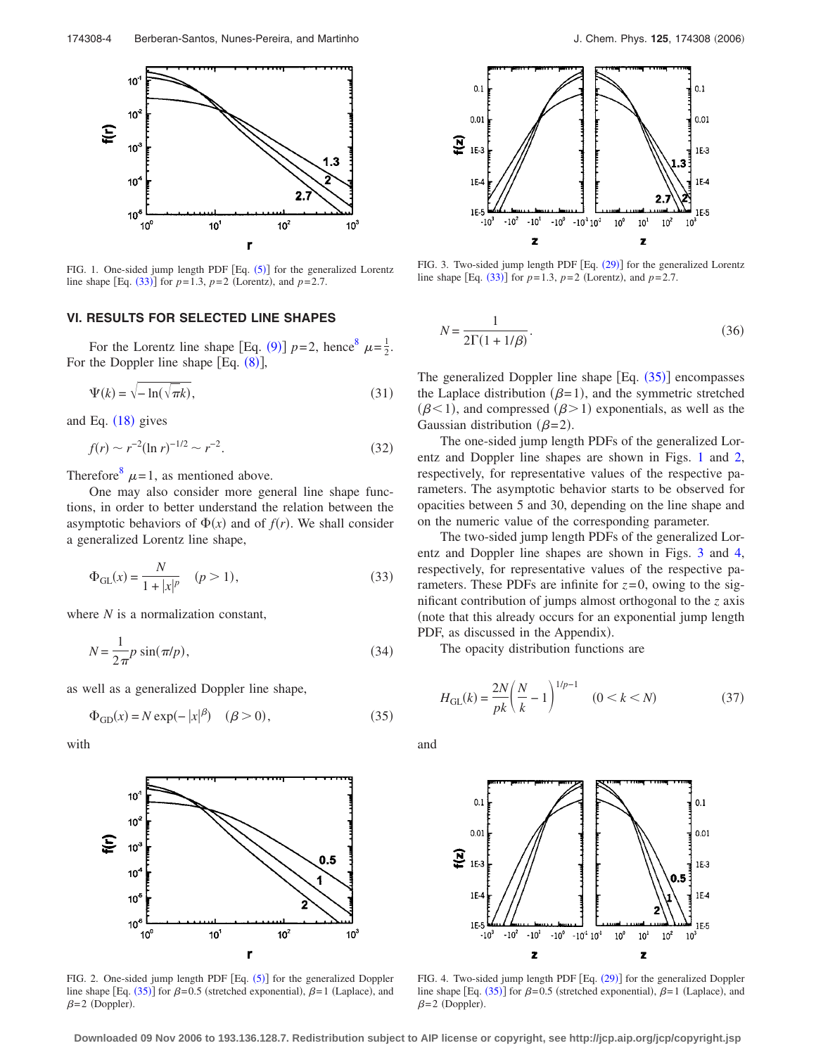FIG. 1. One-sided jump length PDF [Eq. (5)] for the generalized Lorentz line shape [Eq. (33)] for $p=1.3$, $p=2$ (Lorentz), and $p=2.7$.

FIG. 3. Two-sided jump length PDF [Eq. (29)] for the generalized Lorentz line shape [Eq. (33)] for $p=1.3$, $p=2$ (Lorentz), and $p=2.7$.

## VI. RESULTS FOR SELECTED LINE SHAPES

For the Lorentz line shape [Eq. (9)] $p=2$, hence[8] $\mu=\frac{1}{2}$. For the Doppler line shape [Eq. (8)],

$$\Psi(k) = \sqrt{-\ln(\sqrt{\pi}k)}, \tag{31}$$

and Eq. (18) gives

$$f(r) \sim r^{-2}(\ln r)^{-1/2} \sim r^{-2}. \tag{32}$$

Therefore[8] $\mu=1$, as mentioned above.

One may also consider more general line shape functions, in order to better understand the relation between the asymptotic behaviors of $\Phi(x)$ and of $f(r)$. We shall consider a generalized Lorentz line shape,

$$\Phi_{\rm GL}(x) = \frac{N}{1+|x|^p} \quad (p>1), \tag{33}$$

where $N$ is a normalization constant,

$$N = \frac{1}{2\pi} p \sin(\pi/p), \tag{34}$$

as well as a generalized Doppler line shape,

$$\Phi_{\rm GD}(x) = N \exp(-|x|^\beta) \quad (\beta>0), \tag{35}$$

with

$$N = \frac{1}{2\Gamma(1+1/\beta)}. \tag{36}$$

The generalized Doppler line shape [Eq. (35)] encompasses the Laplace distribution ($\beta=1$), and the symmetric stretched ($\beta<1$), and compressed ($\beta>1$) exponentials, as well as the Gaussian distribution ($\beta=2$).

The one-sided jump length PDFs of the generalized Lorentz and Doppler line shapes are shown in Figs. 1 and 2, respectively, for representative values of the respective parameters. The asymptotic behavior starts to be observed for opacities between 5 and 30, depending on the line shape and on the numeric value of the corresponding parameter.

The two-sided jump length PDFs of the generalized Lorentz and Doppler line shapes are shown in Figs. 3 and 4, respectively, for representative values of the respective parameters. These PDFs are infinite for $z=0$, owing to the significant contribution of jumps almost orthogonal to the $z$ axis (note that this already occurs for an exponential jump length PDF, as discussed in the Appendix).

The opacity distribution functions are

$$H_{\rm GL}(k) = \frac{2N}{pk}\left(\frac{N}{k}-1\right)^{1/p-1} \quad (0<k<N) \tag{37}$$

and

FIG. 2. One-sided jump length PDF [Eq. (5)] for the generalized Doppler line shape [Eq. (35)] for $\beta=0.5$ (stretched exponential), $\beta=1$ (Laplace), and $\beta=2$ (Doppler).

FIG. 4. Two-sided jump length PDF [Eq. (29)] for the generalized Doppler line shape [Eq. (35)] for $\beta=0.5$ (stretched exponential), $\beta=1$ (Laplace), and $\beta=2$ (Doppler).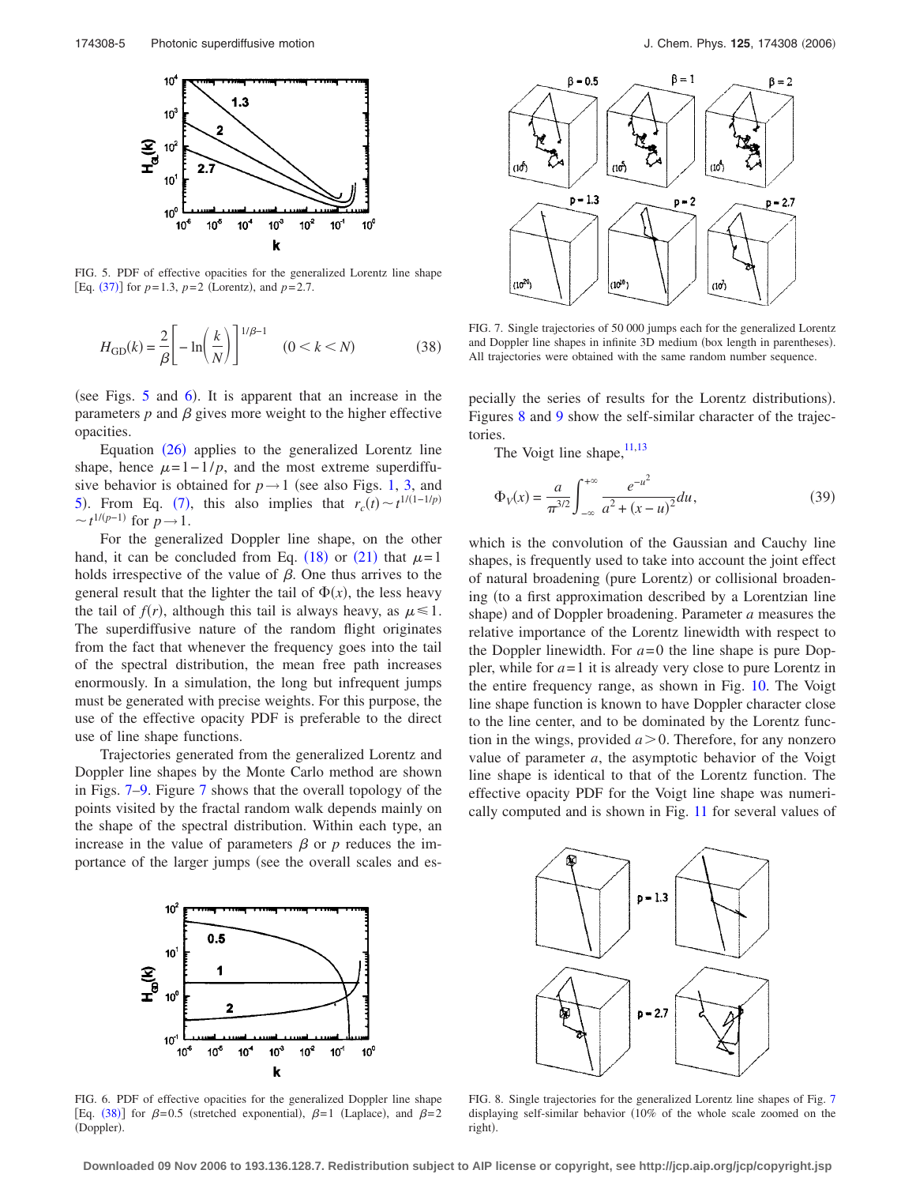FIG. 5. PDF of effective opacities for the generalized Lorentz line shape [Eq. (37)] for $p=1.3$, $p=2$ (Lorentz), and $p=2.7$.

$$H_{GD}(k) = \frac{2}{\beta}\left[-\ln\left(\frac{k}{N}\right)\right]^{1/\beta-1} \quad (0<k<N) \tag{38}$$

(see Figs. 5 and 6). It is apparent that an increase in the parameters $p$ and $\beta$ gives more weight to the higher effective opacities.

Equation (26) applies to the generalized Lorentz line shape, hence $\mu=1-1/p$, and the most extreme superdiffusive behavior is obtained for $p\to 1$ (see also Figs. 1, 3, and 5). From Eq. (7), this also implies that $r_c(t)\sim t^{1/(1-1/p)} \sim t^{1/(p-1)}$ for $p\to 1$.

For the generalized Doppler line shape, on the other hand, it can be concluded from Eq. (18) or (21) that $\mu=1$ holds irrespective of the value of $\beta$. One thus arrives to the general result that the lighter the tail of $\Phi(x)$, the less heavy the tail of $f(r)$, although this tail is always heavy, as $\mu\leq 1$. The superdiffusive nature of the random flight originates from the fact that whenever the frequency goes into the tail of the spectral distribution, the mean free path increases enormously. In a simulation, the long but infrequent jumps must be generated with precise weights. For this purpose, the use of the effective opacity PDF is preferable to the direct use of line shape functions.

Trajectories generated from the generalized Lorentz and Doppler line shapes by the Monte Carlo method are shown in Figs. 7–9. Figure 7 shows that the overall topology of the points visited by the fractal random walk depends mainly on the shape of the spectral distribution. Within each type, an increase in the value of parameters $\beta$ or $p$ reduces the importance of the larger jumps (see the overall scales and especially the series of results for the Lorentz distributions). Figures 8 and 9 show the self-similar character of the trajectories.

FIG. 6. PDF of effective opacities for the generalized Doppler line shape [Eq. (38)] for $\beta=0.5$ (stretched exponential), $\beta=1$ (Laplace), and $\beta=2$ (Doppler).

FIG. 7. Single trajectories of 50 000 jumps each for the generalized Lorentz and Doppler line shapes in infinite 3D medium (box length in parentheses). All trajectories were obtained with the same random number sequence.

The Voigt line shape,[11,13]

$$\Phi_V(x) = \frac{a}{\pi^{3/2}}\int_{-\infty}^{+\infty}\frac{e^{-u^2}}{a^2+(x-u)^2}du, \tag{39}$$

which is the convolution of the Gaussian and Cauchy line shapes, is frequently used to take into account the joint effect of natural broadening (pure Lorentz) or collisional broadening (to a first approximation described by a Lorentzian line shape) and of Doppler broadening. Parameter $a$ measures the relative importance of the Lorentz linewidth with respect to the Doppler linewidth. For $a=0$ the line shape is pure Doppler, while for $a=1$ it is already very close to pure Lorentz in the entire frequency range, as shown in Fig. 10. The Voigt line shape function is known to have Doppler character close to the line center, and to be dominated by the Lorentz function in the wings, provided $a>0$. Therefore, for any nonzero value of parameter $a$, the asymptotic behavior of the Voigt line shape is identical to that of the Lorentz function. The effective opacity PDF for the Voigt line shape was numerically computed and is shown in Fig. 11 for several values of

FIG. 8. Single trajectories for the generalized Lorentz line shapes of Fig. 7 displaying self-similar behavior (10% of the whole scale zoomed on the right).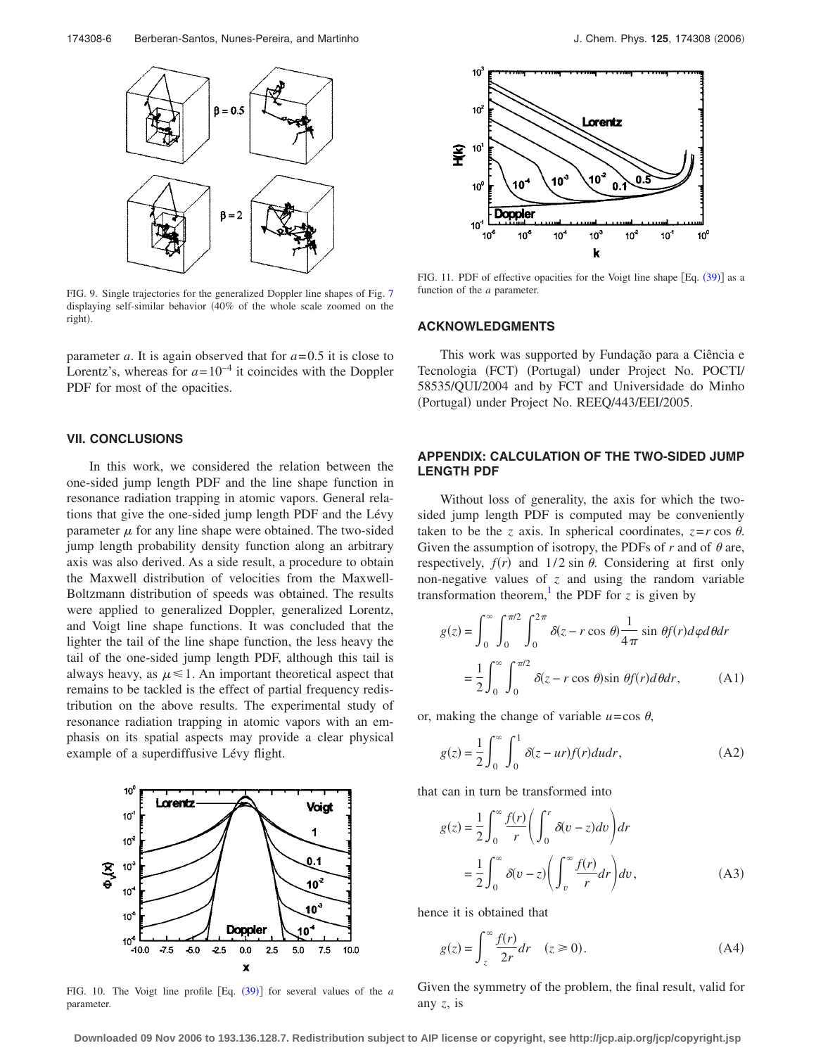FIG. 9. Single trajectories for the generalized Doppler line shapes of Fig. 7 displaying self-similar behavior (40% of the whole scale zoomed on the right).

parameter $a$. It is again observed that for $a=0.5$ it is close to Lorentz's, whereas for $a=10^{-4}$ it coincides with the Doppler PDF for most of the opacities.

## VII. CONCLUSIONS

In this work, we considered the relation between the one-sided jump length PDF and the line shape function in resonance radiation trapping in atomic vapors. General relations that give the one-sided jump length PDF and the Lévy parameter $\mu$ for any line shape were obtained. The two-sided jump length probability density function along an arbitrary axis was also derived. As a side result, a procedure to obtain the Maxwell distribution of velocities from the Maxwell-Boltzmann distribution of speeds was obtained. The results were applied to generalized Doppler, generalized Lorentz, and Voigt line shape functions. It was concluded that the lighter the tail of the line shape function, the less heavy the tail of the one-sided jump length PDF, although this tail is always heavy, as $\mu \leqslant 1$. An important theoretical aspect that remains to be tackled is the effect of partial frequency redistribution on the above results. The experimental study of resonance radiation trapping in atomic vapors with an emphasis on its spatial aspects may provide a clear physical example of a superdiffusive Lévy flight.

FIG. 10. The Voigt line profile [Eq. (39)] for several values of the $a$ parameter.

FIG. 11. PDF of effective opacities for the Voigt line shape [Eq. (39)] as a function of the $a$ parameter.

## ACKNOWLEDGMENTS

This work was supported by Fundação para a Ciência e Tecnologia (FCT) (Portugal) under Project No. POCTI/58535/QUI/2004 and by FCT and Universidade do Minho (Portugal) under Project No. REEQ/443/EEI/2005.

## APPENDIX: CALCULATION OF THE TWO-SIDED JUMP LENGTH PDF

Without loss of generality, the axis for which the two-sided jump length PDF is computed may be conveniently taken to be the $z$ axis. In spherical coordinates, $z=r\cos\theta$. Given the assumption of isotropy, the PDFs of $r$ and of $\theta$ are, respectively, $f(r)$ and $1/2\sin\theta$. Considering at first only non-negative values of $z$ and using the random variable transformation theorem,[1] the PDF for $z$ is given by

$$g(z)=\int_0^\infty\int_0^{\pi/2}\int_0^{2\pi}\delta(z-r\cos\theta)\frac{1}{4\pi}\sin\theta f(r)d\varphi d\theta dr$$
$$=\frac{1}{2}\int_0^\infty\int_0^{\pi/2}\delta(z-r\cos\theta)\sin\theta f(r)d\theta dr, \tag{A1}$$

or, making the change of variable $u=\cos\theta$,

$$g(z)=\frac{1}{2}\int_0^\infty\int_0^1\delta(z-ur)f(r)du dr, \tag{A2}$$

that can in turn be transformed into

$$g(z)=\frac{1}{2}\int_0^\infty\frac{f(r)}{r}\left(\int_0^r\delta(v-z)dv\right)dr$$
$$=\frac{1}{2}\int_0^\infty\delta(v-z)\left(\int_v^\infty\frac{f(r)}{r}dr\right)dv, \tag{A3}$$

hence it is obtained that

$$g(z)=\int_z^\infty\frac{f(r)}{2r}dr \quad (z\geqslant 0). \tag{A4}$$

Given the symmetry of the problem, the final result, valid for any $z$, is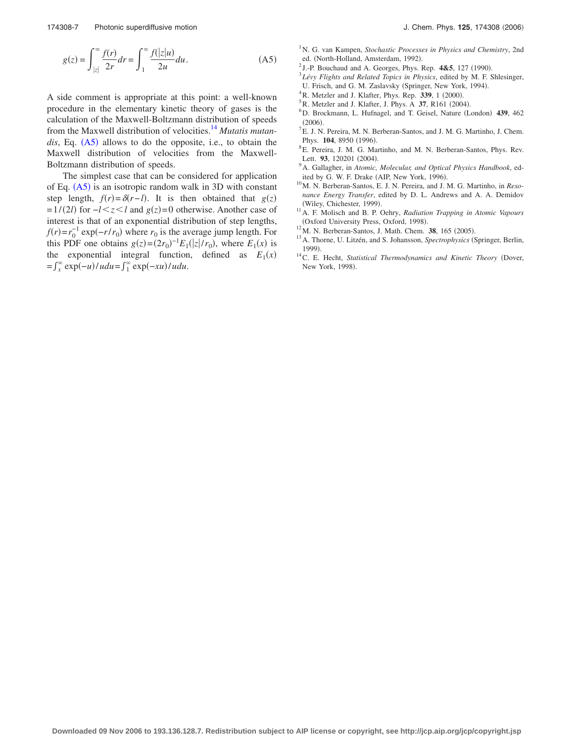$$g(z) = \int_{|z|}^{\infty} \frac{f(r)}{2r} dr = \int_{1}^{\infty} \frac{f(|z|u)}{2u} du. \tag{A5}$$

A side comment is appropriate at this point: a well-known procedure in the elementary kinetic theory of gases is the calculation of the Maxwell-Boltzmann distribution of speeds from the Maxwell distribution of velocities.[14] *Mutatis mutandis*, Eq. (A5) allows to do the opposite, i.e., to obtain the Maxwell distribution of velocities from the Maxwell-Boltzmann distribution of speeds.

The simplest case that can be considered for application of Eq. (A5) is an isotropic random walk in 3D with constant step length, $f(r)=\delta(r-l)$. It is then obtained that $g(z)=1/(2l)$ for $-l<z<l$ and $g(z)=0$ otherwise. Another case of interest is that of an exponential distribution of step lengths, $f(r)=r_0^{-1}\exp(-r/r_0)$ where $r_0$ is the average jump length. For this PDF one obtains $g(z)=(2r_0)^{-1}E_1(|z|/r_0)$, where $E_1(x)$ is the exponential integral function, defined as $E_1(x)=\int_x^{\infty}\exp(-u)/u du=\int_1^{\infty}\exp(-xu)/u du$.

[1] N. G. van Kampen, *Stochastic Processes in Physics and Chemistry*, 2nd ed. (North-Holland, Amsterdam, 1992).

[2] J.-P. Bouchaud and A. Georges, Phys. Rep. **4&5**, 127 (1990).

[3] *Lévy Flights and Related Topics in Physics*, edited by M. F. Shlesinger, U. Frisch, and G. M. Zaslavsky (Springer, New York, 1994).

[4] R. Metzler and J. Klafter, Phys. Rep. **339**, 1 (2000).

[5] R. Metzler and J. Klafter, J. Phys. A **37**, R161 (2004).

[6] D. Brockmann, L. Hufnagel, and T. Geisel, Nature (London) **439**, 462 (2006).

[7] E. J. N. Pereira, M. N. Berberan-Santos, and J. M. G. Martinho, J. Chem. Phys. **104**, 8950 (1996).

[8] E. Pereira, J. M. G. Martinho, and M. N. Berberan-Santos, Phys. Rev. Lett. **93**, 120201 (2004).

[9] A. Gallagher, in *Atomic, Molecular, and Optical Physics Handbook*, edited by G. W. F. Drake (AIP, New York, 1996).

[10] M. N. Berberan-Santos, E. J. N. Pereira, and J. M. G. Martinho, in *Resonance Energy Transfer*, edited by D. L. Andrews and A. A. Demidov (Wiley, Chichester, 1999).

[11] A. F. Molisch and B. P. Oehry, *Radiation Trapping in Atomic Vapours* (Oxford University Press, Oxford, 1998).

[12] M. N. Berberan-Santos, J. Math. Chem. **38**, 165 (2005).

[13] A. Thorne, U. Litzén, and S. Johansson, *Spectrophysics* (Springer, Berlin, 1999).

[14] C. E. Hecht, *Statistical Thermodynamics and Kinetic Theory* (Dover, New York, 1998).